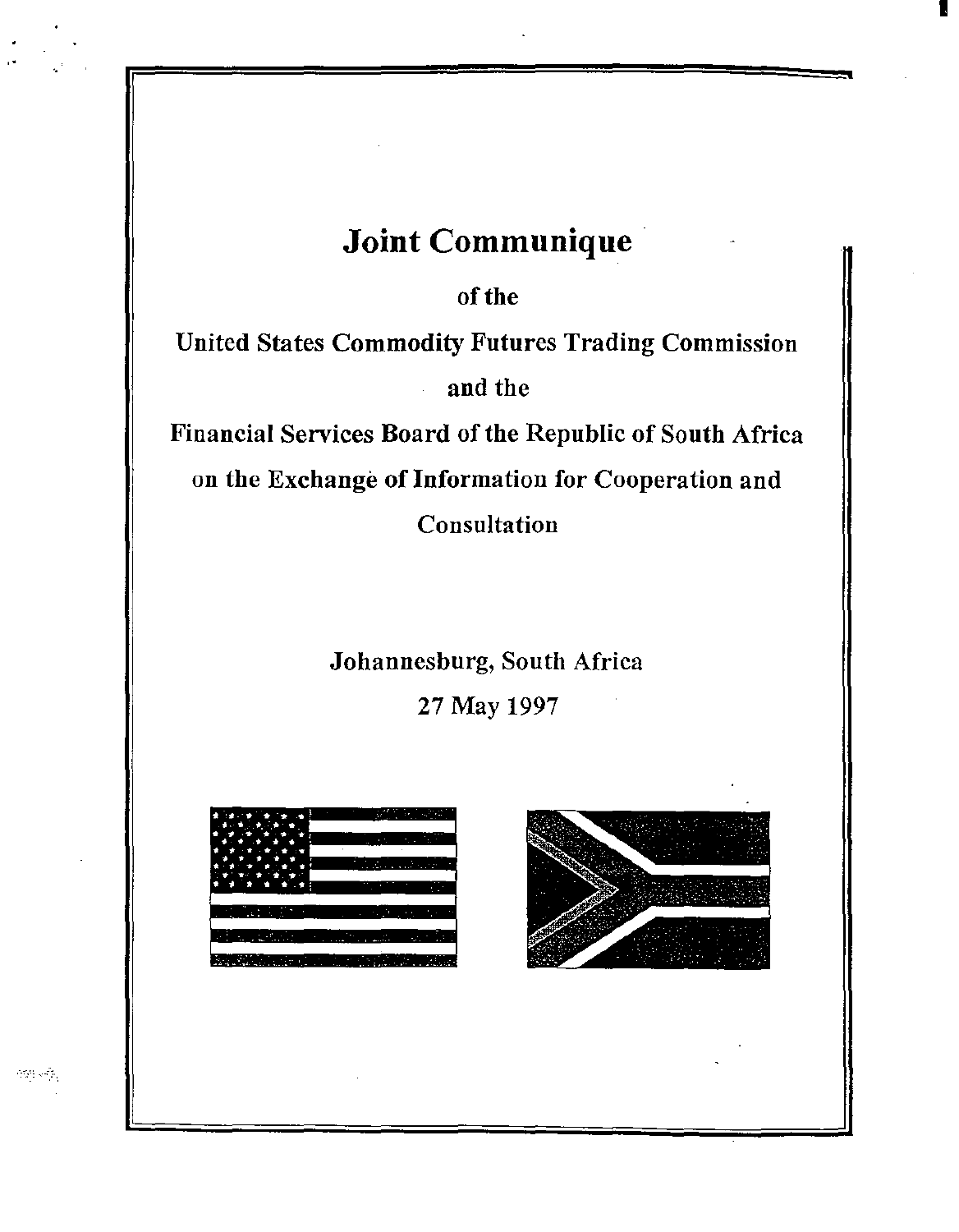# Joint Communique

of the

United States Commodity Futures Trading Commission

and the

Financial Services Board of the Republic of South Africa on the Exchange of Information for Cooperation and Consultation

Johannesburg, South Africa

27 May 1997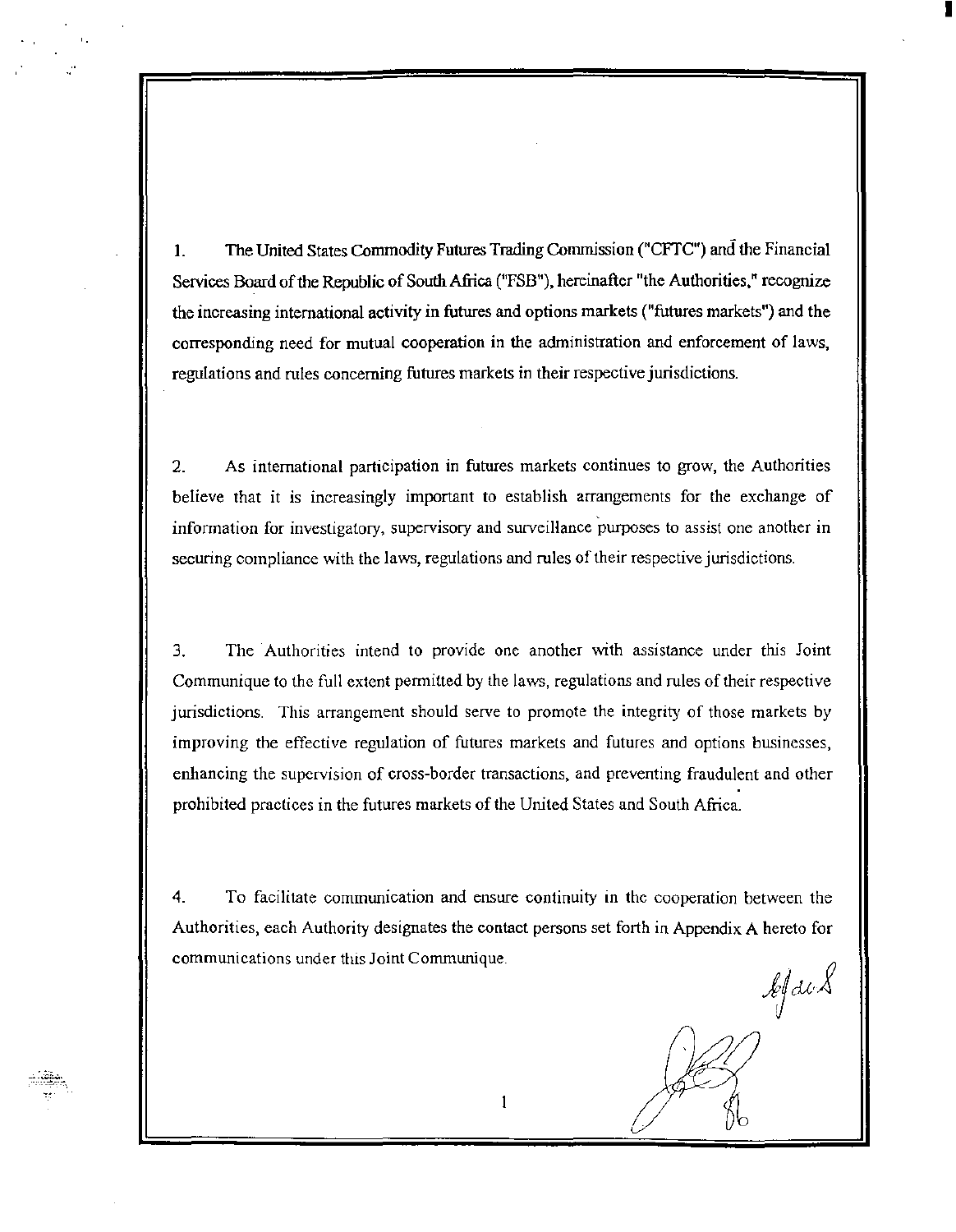1. The United States Commodity Futures Trading Commission ("CFTC") and the Financial Services Board of the Republic of South Africa ("FSB"), hereinafter "the Authorities," recognize the increasing international activity in futures and options markets ("futures markets") and the corresponding need for mutual cooperation in the administration and enforcement of laws, regulations and rules concerning futures markets in their respective jurisdictions.

2. As international participation in futures markets continues to grow, the Authorities believe that it is increasingly important to establish arrangements for the exchange of information for investigatory, supervisory and surveillance purposes to assist one another in securing compliance with the laws, regulations and rules of their respective jurisdictions.

3. The Authorities intend to provide one another with assistance under this Joint Communique to the full extent permitted by the laws, regulations and rules of their respective jurisdictions. This arrangement should serve to promote the integrity of those markets by improving the effective regulation of futures markets and futures and options businesses, enhancing the supervision of cross-border transactions, and preventing fraudulent and other prohibited practices in the futures markets of the United States and South Africa.

4. To facilitate communication and ensure continuity in the cooperation between the Authorities, each Authority designates the contact persons set forth in Appendix A hereto for communications under this Joint Communique.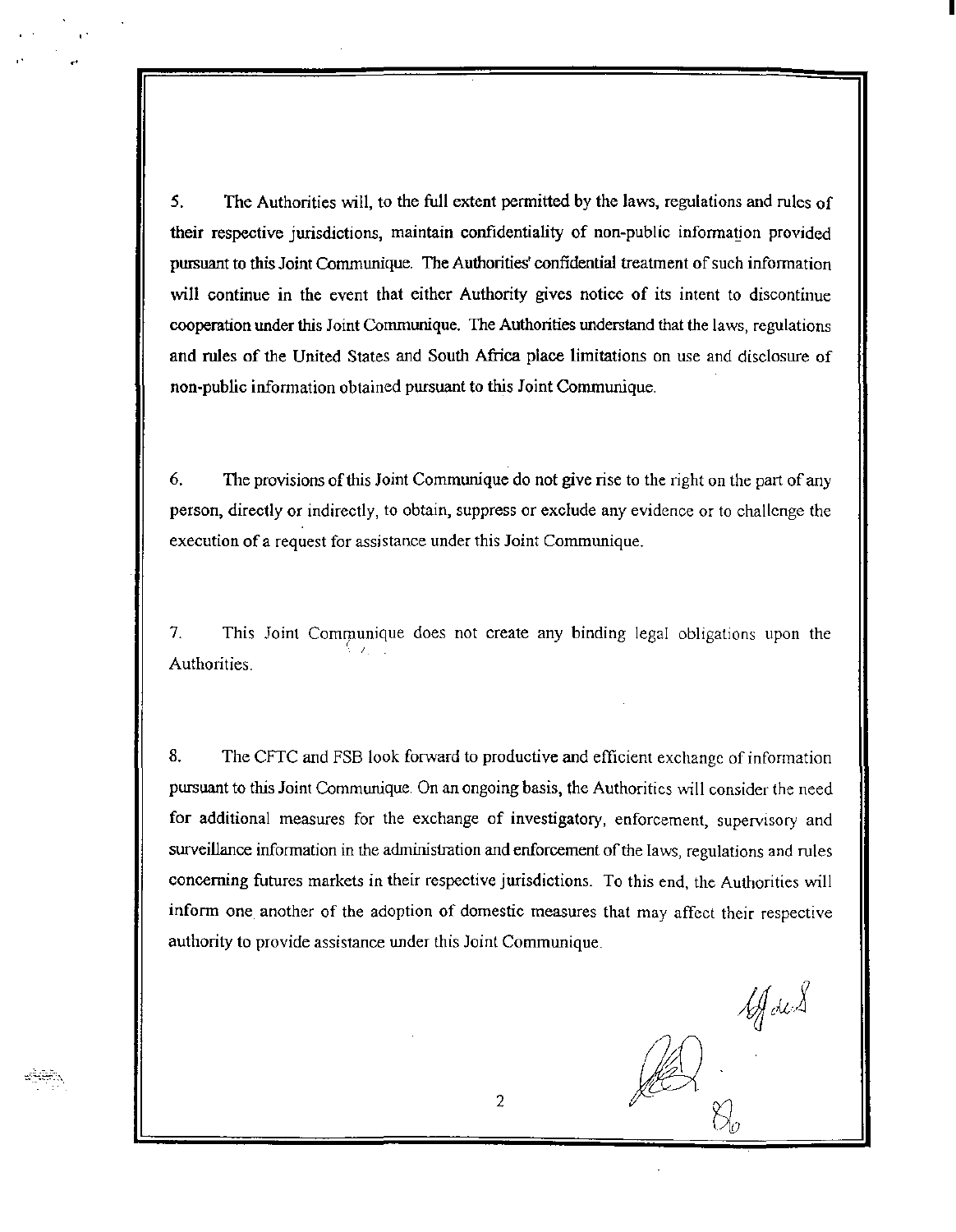5. The Authorities will, to the full extent permitted by the laws, regulations and rules of their respective jurisdictions, maintain confidentiality of non-public information provided pursuant to this Joint Communique. The Authorities' confidential treatment of such information will continue in the event that either Authority gives notice of its intent to discontinue cooperation under this Joint Communique. The Authorities understand that the laws, regulations and rules of the United States and South Africa place limitations on use and disclosure of non-public information obtained pursuant to this Joint Communique.

6. The provisions of this Joint Communique do not give rise to the right on the part of any person, directly or indirectly, to obtain, suppress or exclude any evidence or to challenge the execution of a request for assistance under this Joint Communique.

7. This Joint Communique does not create any binding legal obligations upon the Authorities.

8. The CFTC and FSB look forward to productive and efficient exchange of information pursuant to this Joint Communique. On an ongoing basis, the Authorities will consider the need for additional measures for the exchange of investigatory, enforcement, supervisory and surveillance information in the administration and enforcement of the laws, regulations and rules concerning futures markets in their respective jurisdictions. To this end, the Authorities will inform one another of the adoption of domestic measures that may affect their respective authority to provide assistance under this Joint Communique.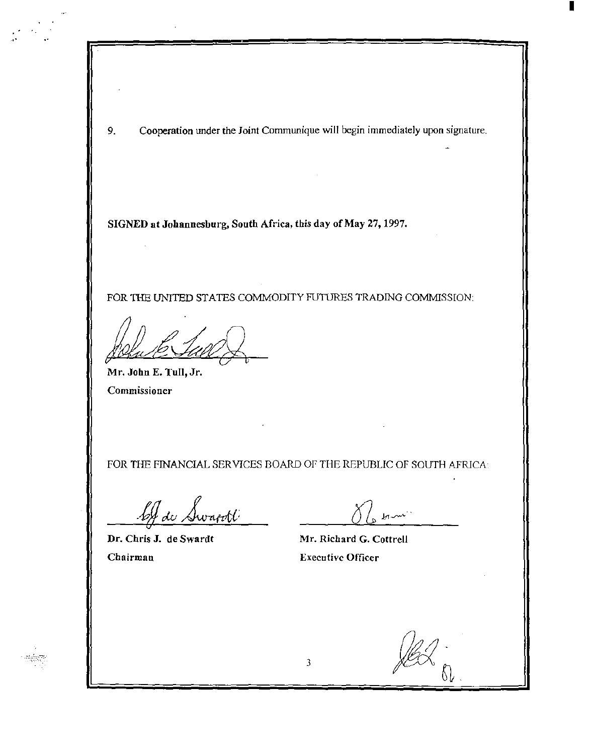9. Cooperation under the Joint Communique will begin immediately upon signature.

**SIGNED at Johannesburg, South Africa, this day of May 27, 1997.**

FOR THE UNITED STATES COMMODITY FUTURES TRADING COMMISSION:

**Mr. John E. Tull, Jr.**
**Commissioner**

FOR THE FINANCIAL SERVICES BOARD OF THE REPUBLIC OF SOUTH AFRICA:

**Dr. Chris J. de Swardt**
**Chairman**

**Mr. Richard G. Cottrell**
**Executive Officer**